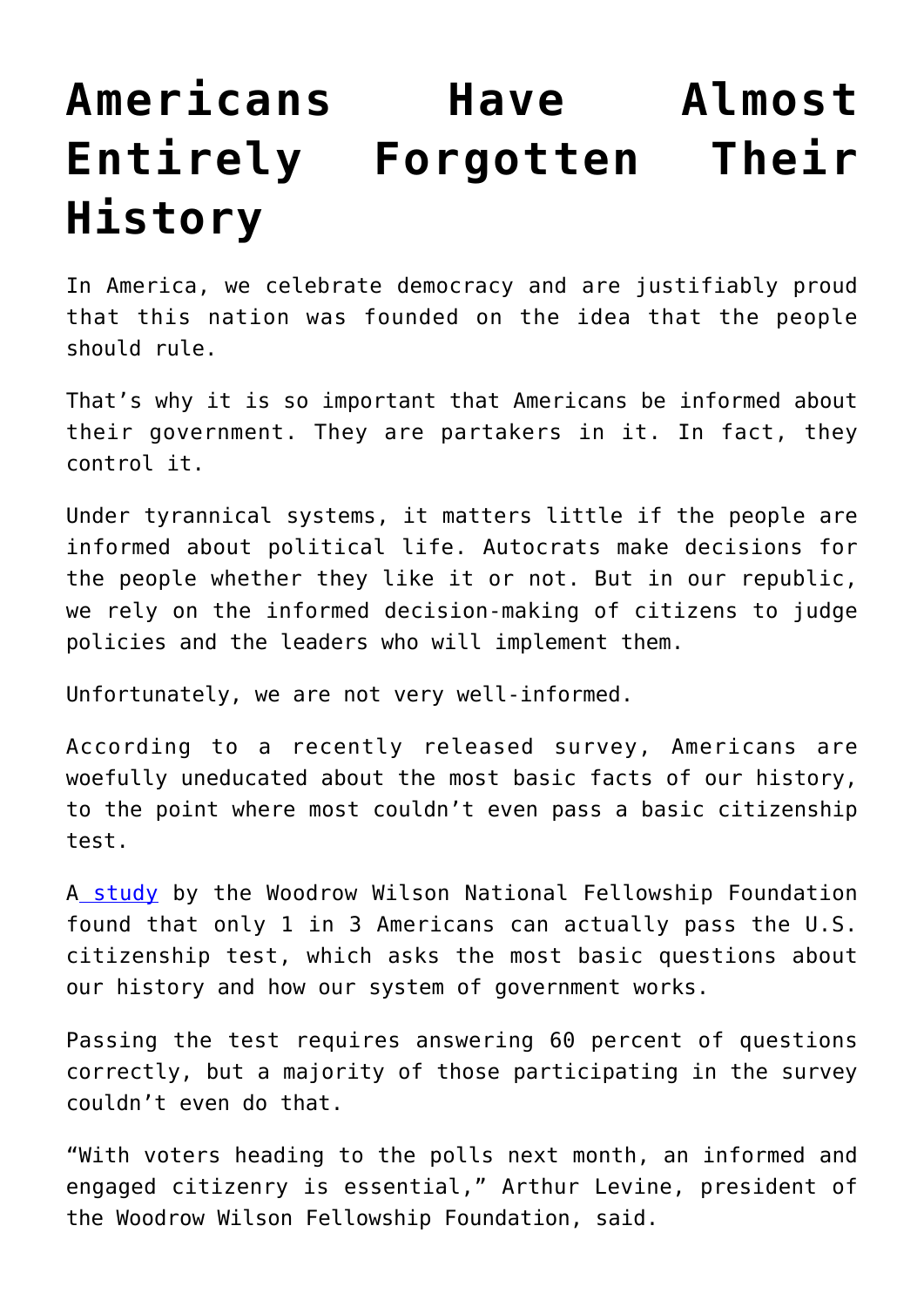# Americans Have Almost Entirely Forgotten Their History

In America, we celebrate democracy and are justifiably proud that this nation was founded on the idea that the people should rule.

That's why it is so important that Americans be informed about their government. They are partakers in it. In fact, they control it.

Under tyrannical systems, it matters little if the people are informed about political life. Autocrats make decisions for the people whether they like it or not. But in our republic, we rely on the informed decision-making of citizens to judge policies and the leaders who will implement them.

Unfortunately, we are not very well-informed.

According to a recently released survey, Americans are woefully uneducated about the most basic facts of our history, to the point where most couldn't even pass a basic citizenship test.

A study by the Woodrow Wilson National Fellowship Foundation found that only 1 in 3 Americans can actually pass the U.S. citizenship test, which asks the most basic questions about our history and how our system of government works.

Passing the test requires answering 60 percent of questions correctly, but a majority of those participating in the survey couldn't even do that.

"With voters heading to the polls next month, an informed and engaged citizenry is essential," Arthur Levine, president of the Woodrow Wilson Fellowship Foundation, said.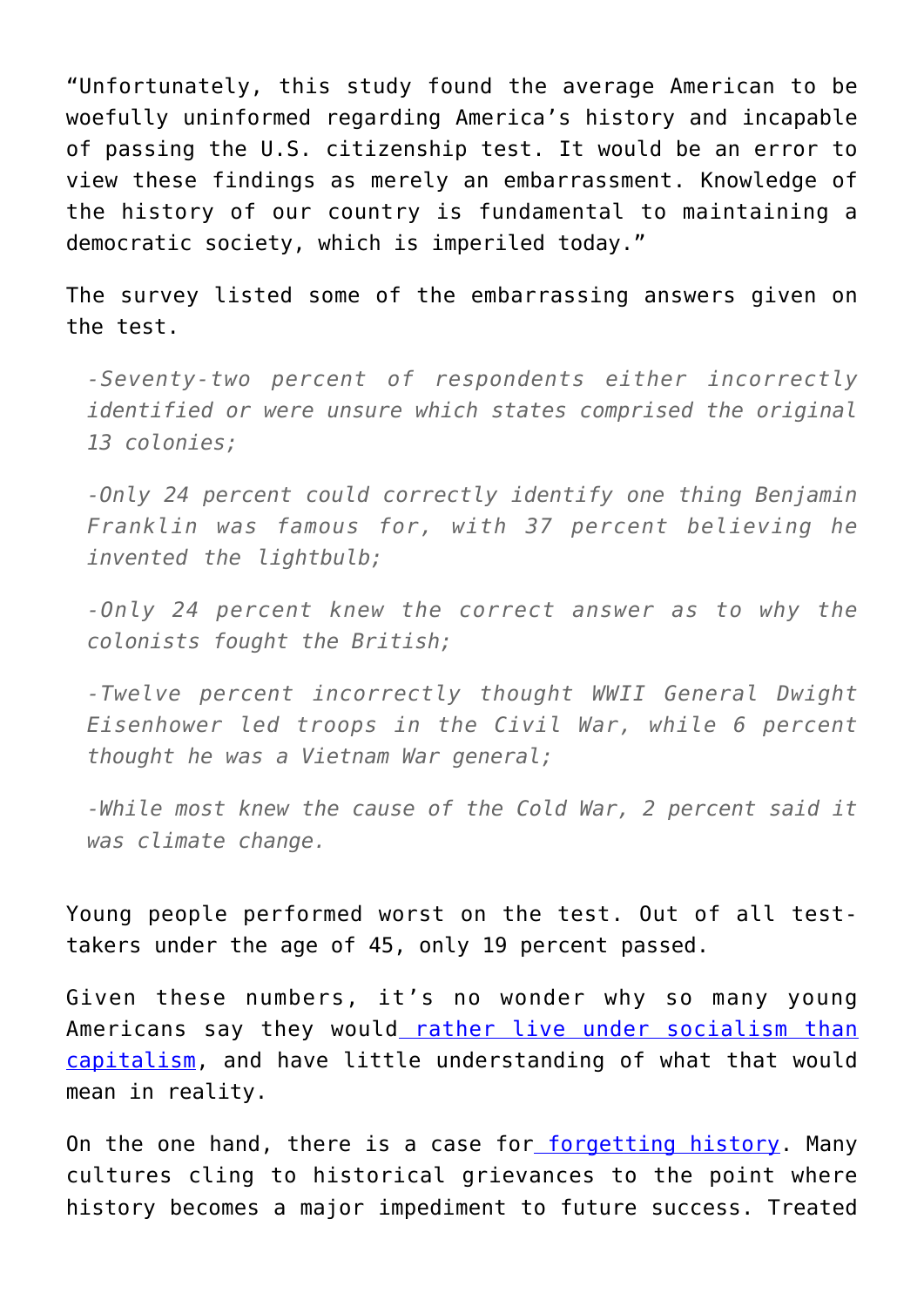"Unfortunately, this study found the average American to be woefully uninformed regarding America's history and incapable of passing the U.S. citizenship test. It would be an error to view these findings as merely an embarrassment. Knowledge of the history of our country is fundamental to maintaining a democratic society, which is imperiled today."

The survey listed some of the embarrassing answers given on the test.

> *-Seventy-two percent of respondents either incorrectly identified or were unsure which states comprised the original 13 colonies;*
>
> *-Only 24 percent could correctly identify one thing Benjamin Franklin was famous for, with 37 percent believing he invented the lightbulb;*
>
> *-Only 24 percent knew the correct answer as to why the colonists fought the British;*
>
> *-Twelve percent incorrectly thought WWII General Dwight Eisenhower led troops in the Civil War, while 6 percent thought he was a Vietnam War general;*
>
> *-While most knew the cause of the Cold War, 2 percent said it was climate change.*

Young people performed worst on the test. Out of all test-takers under the age of 45, only 19 percent passed.

Given these numbers, it's no wonder why so many young Americans say they would rather live under socialism than capitalism, and have little understanding of what that would mean in reality.

On the one hand, there is a case for forgetting history. Many cultures cling to historical grievances to the point where history becomes a major impediment to future success. Treated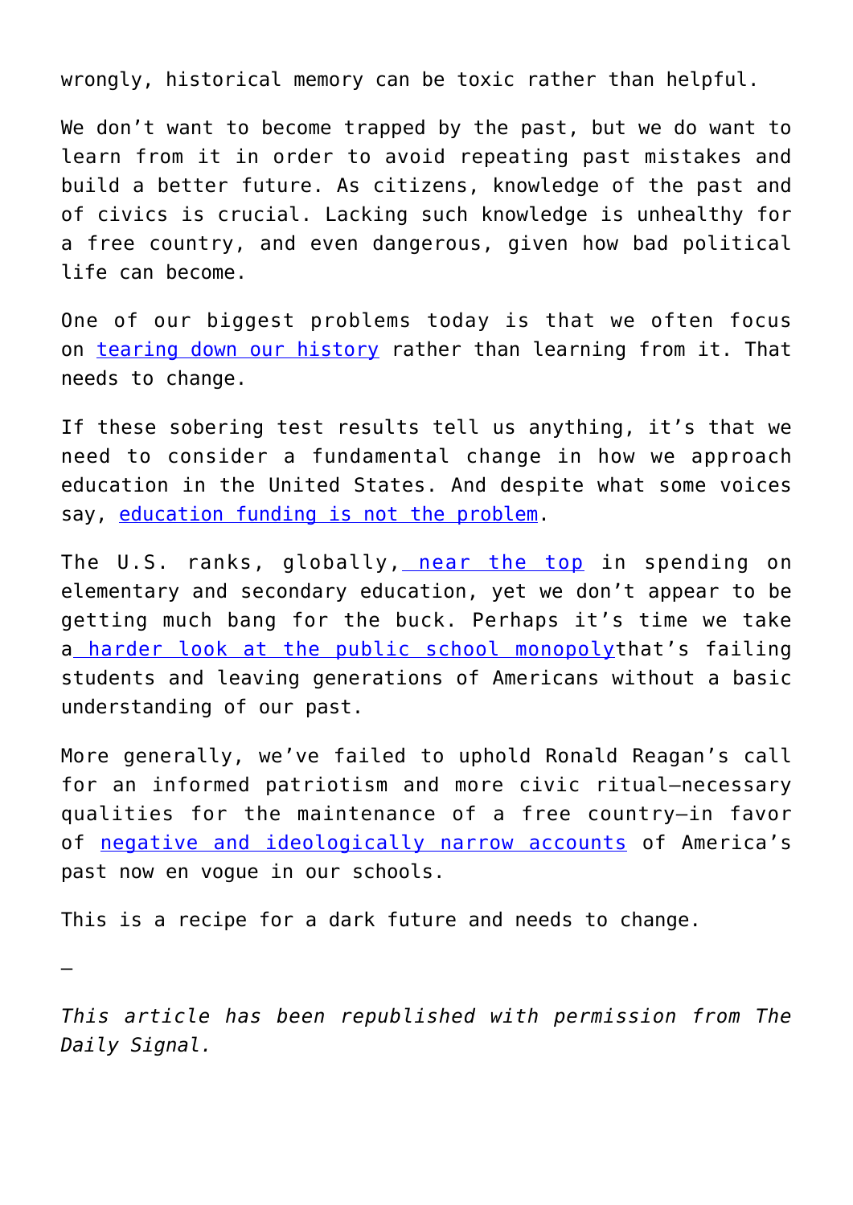wrongly, historical memory can be toxic rather than helpful.

We don't want to become trapped by the past, but we do want to learn from it in order to avoid repeating past mistakes and build a better future. As citizens, knowledge of the past and of civics is crucial. Lacking such knowledge is unhealthy for a free country, and even dangerous, given how bad political life can become.

One of our biggest problems today is that we often focus on tearing down our history rather than learning from it. That needs to change.

If these sobering test results tell us anything, it's that we need to consider a fundamental change in how we approach education in the United States. And despite what some voices say, education funding is not the problem.

The U.S. ranks, globally, near the top in spending on elementary and secondary education, yet we don't appear to be getting much bang for the buck. Perhaps it's time we take a harder look at the public school monopolythat's failing students and leaving generations of Americans without a basic understanding of our past.

More generally, we've failed to uphold Ronald Reagan's call for an informed patriotism and more civic ritual—necessary qualities for the maintenance of a free country—in favor of negative and ideologically narrow accounts of America's past now en vogue in our schools.

This is a recipe for a dark future and needs to change.

—

*This article has been republished with permission from The Daily Signal.*